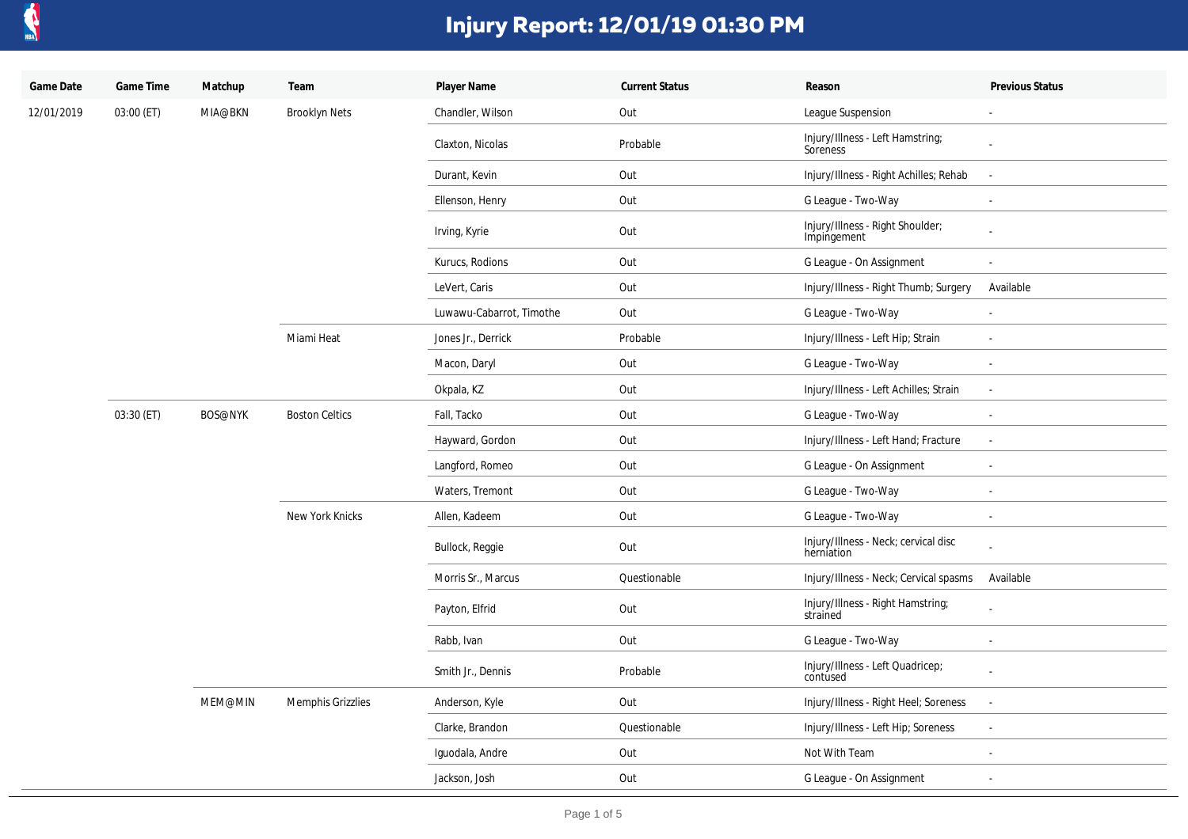# Injury Report: 12/01/19 01:30 PM

| Game Date | Game Time | Matchup | Team | Player Name | Current Status | Reason | Previous Status |
|---|---|---|---|---|---|---|---|
| 12/01/2019 | 03:00 (ET) | MIA@BKN | Brooklyn Nets | Chandler, Wilson | Out | League Suspension | - |
| | | | | Claxton, Nicolas | Probable | Injury/Illness - Left Hamstring; Soreness | - |
| | | | | Durant, Kevin | Out | Injury/Illness - Right Achilles; Rehab | - |
| | | | | Ellenson, Henry | Out | G League - Two-Way | - |
| | | | | Irving, Kyrie | Out | Injury/Illness - Right Shoulder; Impingement | - |
| | | | | Kurucs, Rodions | Out | G League - On Assignment | - |
| | | | | LeVert, Caris | Out | Injury/Illness - Right Thumb; Surgery | Available |
| | | | | Luwawu-Cabarrot, Timothe | Out | G League - Two-Way | - |
| | | | Miami Heat | Jones Jr., Derrick | Probable | Injury/Illness - Left Hip; Strain | - |
| | | | | Macon, Daryl | Out | G League - Two-Way | - |
| | | | | Okpala, KZ | Out | Injury/Illness - Left Achilles; Strain | - |
| | 03:30 (ET) | BOS@NYK | Boston Celtics | Fall, Tacko | Out | G League - Two-Way | - |
| | | | | Hayward, Gordon | Out | Injury/Illness - Left Hand; Fracture | - |
| | | | | Langford, Romeo | Out | G League - On Assignment | - |
| | | | | Waters, Tremont | Out | G League - Two-Way | - |
| | | | New York Knicks | Allen, Kadeem | Out | G League - Two-Way | - |
| | | | | Bullock, Reggie | Out | Injury/Illness - Neck; cervical disc herniation | - |
| | | | | Morris Sr., Marcus | Questionable | Injury/Illness - Neck; Cervical spasms | Available |
| | | | | Payton, Elfrid | Out | Injury/Illness - Right Hamstring; strained | - |
| | | | | Rabb, Ivan | Out | G League - Two-Way | - |
| | | | | Smith Jr., Dennis | Probable | Injury/Illness - Left Quadricep; contused | - |
| | | MEM@MIN | Memphis Grizzlies | Anderson, Kyle | Out | Injury/Illness - Right Heel; Soreness | - |
| | | | | Clarke, Brandon | Questionable | Injury/Illness - Left Hip; Soreness | - |
| | | | | Iguodala, Andre | Out | Not With Team | - |
| | | | | Jackson, Josh | Out | G League - On Assignment | - |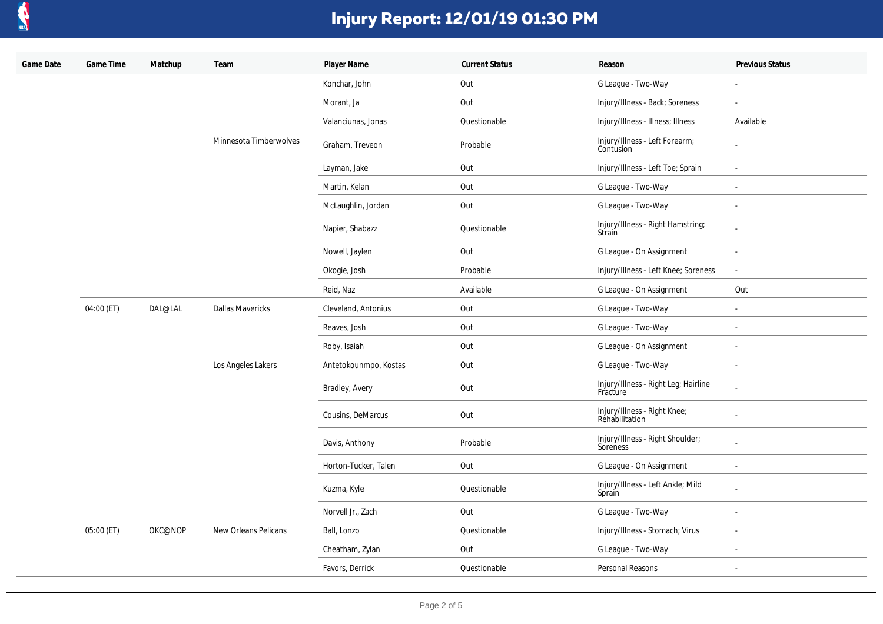# Injury Report: 12/01/19 01:30 PM

| Game Date | Game Time | Matchup | Team | Player Name | Current Status | Reason | Previous Status |
|---|---|---|---|---|---|---|---|
| | | | | Konchar, John | Out | G League - Two-Way | - |
| | | | | Morant, Ja | Out | Injury/Illness - Back; Soreness | - |
| | | | | Valanciunas, Jonas | Questionable | Injury/Illness - Illness; Illness | Available |
| | | | Minnesota Timberwolves | Graham, Treveon | Probable | Injury/Illness - Left Forearm; Contusion | - |
| | | | | Layman, Jake | Out | Injury/Illness - Left Toe; Sprain | - |
| | | | | Martin, Kelan | Out | G League - Two-Way | - |
| | | | | McLaughlin, Jordan | Out | G League - Two-Way | - |
| | | | | Napier, Shabazz | Questionable | Injury/Illness - Right Hamstring; Strain | - |
| | | | | Nowell, Jaylen | Out | G League - On Assignment | - |
| | | | | Okogie, Josh | Probable | Injury/Illness - Left Knee; Soreness | - |
| | | | | Reid, Naz | Available | G League - On Assignment | Out |
| | 04:00 (ET) | DAL@LAL | Dallas Mavericks | Cleveland, Antonius | Out | G League - Two-Way | - |
| | | | | Reaves, Josh | Out | G League - Two-Way | - |
| | | | | Roby, Isaiah | Out | G League - On Assignment | - |
| | | | Los Angeles Lakers | Antetokounmpo, Kostas | Out | G League - Two-Way | - |
| | | | | Bradley, Avery | Out | Injury/Illness - Right Leg; Hairline Fracture | - |
| | | | | Cousins, DeMarcus | Out | Injury/Illness - Right Knee; Rehabilitation | - |
| | | | | Davis, Anthony | Probable | Injury/Illness - Right Shoulder; Soreness | - |
| | | | | Horton-Tucker, Talen | Out | G League - On Assignment | - |
| | | | | Kuzma, Kyle | Questionable | Injury/Illness - Left Ankle; Mild Sprain | - |
| | | | | Norvell Jr., Zach | Out | G League - Two-Way | - |
| | 05:00 (ET) | OKC@NOP | New Orleans Pelicans | Ball, Lonzo | Questionable | Injury/Illness - Stomach; Virus | - |
| | | | | Cheatham, Zylan | Out | G League - Two-Way | - |
| | | | | Favors, Derrick | Questionable | Personal Reasons | - |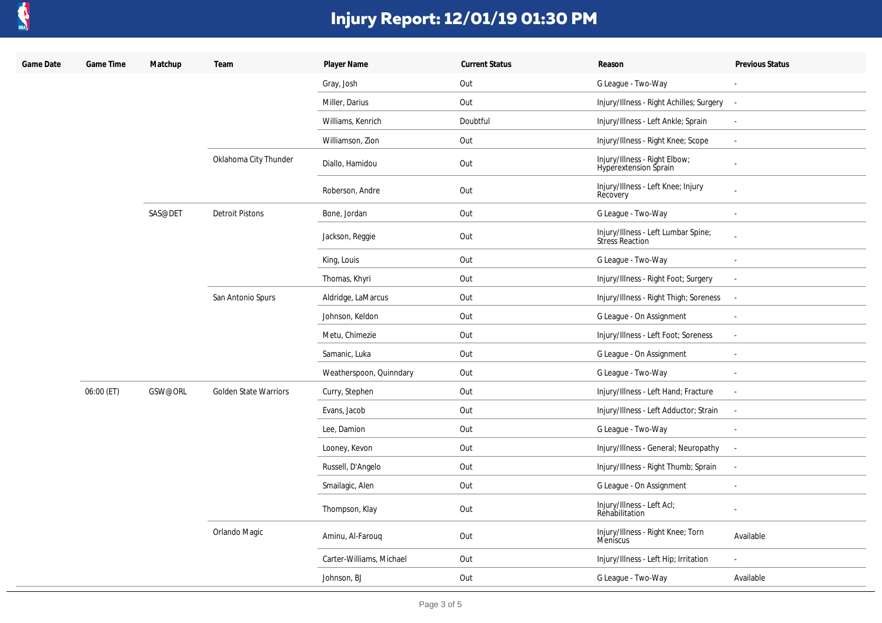# Injury Report: 12/01/19 01:30 PM

| Game Date | Game Time | Matchup | Team | Player Name | Current Status | Reason | Previous Status |
|---|---|---|---|---|---|---|---|
| | | | | Gray, Josh | Out | G League - Two-Way | - |
| | | | | Miller, Darius | Out | Injury/Illness - Right Achilles; Surgery | - |
| | | | | Williams, Kenrich | Doubtful | Injury/Illness - Left Ankle; Sprain | - |
| | | | | Williamson, Zion | Out | Injury/Illness - Right Knee; Scope | - |
| | | | Oklahoma City Thunder | Diallo, Hamidou | Out | Injury/Illness - Right Elbow; Hyperextension Sprain | - |
| | | | | Roberson, Andre | Out | Injury/Illness - Left Knee; Injury Recovery | - |
| | | SAS@DET | Detroit Pistons | Bone, Jordan | Out | G League - Two-Way | - |
| | | | | Jackson, Reggie | Out | Injury/Illness - Left Lumbar Spine; Stress Reaction | - |
| | | | | King, Louis | Out | G League - Two-Way | - |
| | | | | Thomas, Khyri | Out | Injury/Illness - Right Foot; Surgery | - |
| | | | San Antonio Spurs | Aldridge, LaMarcus | Out | Injury/Illness - Right Thigh; Soreness | - |
| | | | | Johnson, Keldon | Out | G League - On Assignment | - |
| | | | | Metu, Chimezie | Out | Injury/Illness - Left Foot; Soreness | - |
| | | | | Samanic, Luka | Out | G League - On Assignment | - |
| | | | | Weatherspoon, Quinndary | Out | G League - Two-Way | - |
| | 06:00 (ET) | GSW@ORL | Golden State Warriors | Curry, Stephen | Out | Injury/Illness - Left Hand; Fracture | - |
| | | | | Evans, Jacob | Out | Injury/Illness - Left Adductor; Strain | - |
| | | | | Lee, Damion | Out | G League - Two-Way | - |
| | | | | Looney, Kevon | Out | Injury/Illness - General; Neuropathy | - |
| | | | | Russell, D'Angelo | Out | Injury/Illness - Right Thumb; Sprain | - |
| | | | | Smailagic, Alen | Out | G League - On Assignment | - |
| | | | | Thompson, Klay | Out | Injury/Illness - Left Acl; Rehabilitation | - |
| | | | Orlando Magic | Aminu, Al-Farouq | Out | Injury/Illness - Right Knee; Torn Meniscus | Available |
| | | | | Carter-Williams, Michael | Out | Injury/Illness - Left Hip; Irritation | - |
| | | | | Johnson, BJ | Out | G League - Two-Way | Available |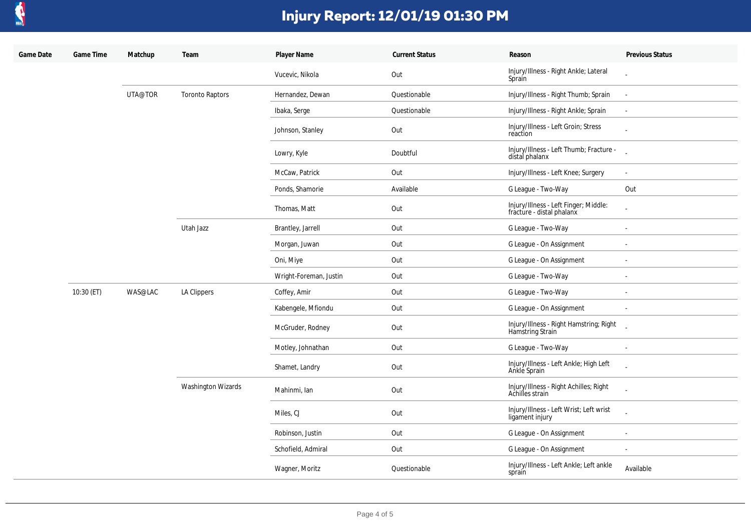# Injury Report: 12/01/19 01:30 PM

| Game Date | Game Time | Matchup | Team | Player Name | Current Status | Reason | Previous Status |
|---|---|---|---|---|---|---|---|
| | | | | Vucevic, Nikola | Out | Injury/Illness - Right Ankle; Lateral Sprain | - |
| | | UTA@TOR | Toronto Raptors | Hernandez, Dewan | Questionable | Injury/Illness - Right Thumb; Sprain | - |
| | | | | Ibaka, Serge | Questionable | Injury/Illness - Right Ankle; Sprain | - |
| | | | | Johnson, Stanley | Out | Injury/Illness - Left Groin; Stress reaction | - |
| | | | | Lowry, Kyle | Doubtful | Injury/Illness - Left Thumb; Fracture - distal phalanx | - |
| | | | | McCaw, Patrick | Out | Injury/Illness - Left Knee; Surgery | - |
| | | | | Ponds, Shamorie | Available | G League - Two-Way | Out |
| | | | | Thomas, Matt | Out | Injury/Illness - Left Finger; Middle: fracture - distal phalanx | - |
| | | | Utah Jazz | Brantley, Jarrell | Out | G League - Two-Way | - |
| | | | | Morgan, Juwan | Out | G League - On Assignment | - |
| | | | | Oni, Miye | Out | G League - On Assignment | - |
| | | | | Wright-Foreman, Justin | Out | G League - Two-Way | - |
| | 10:30 (ET) | WAS@LAC | LA Clippers | Coffey, Amir | Out | G League - Two-Way | - |
| | | | | Kabengele, Mfiondu | Out | G League - On Assignment | - |
| | | | | McGruder, Rodney | Out | Injury/Illness - Right Hamstring; Right Hamstring Strain | - |
| | | | | Motley, Johnathan | Out | G League - Two-Way | - |
| | | | | Shamet, Landry | Out | Injury/Illness - Left Ankle; High Left Ankle Sprain | - |
| | | | Washington Wizards | Mahinmi, Ian | Out | Injury/Illness - Right Achilles; Right Achilles strain | - |
| | | | | Miles, CJ | Out | Injury/Illness - Left Wrist; Left wrist ligament injury | - |
| | | | | Robinson, Justin | Out | G League - On Assignment | - |
| | | | | Schofield, Admiral | Out | G League - On Assignment | - |
| | | | | Wagner, Moritz | Questionable | Injury/Illness - Left Ankle; Left ankle sprain | Available |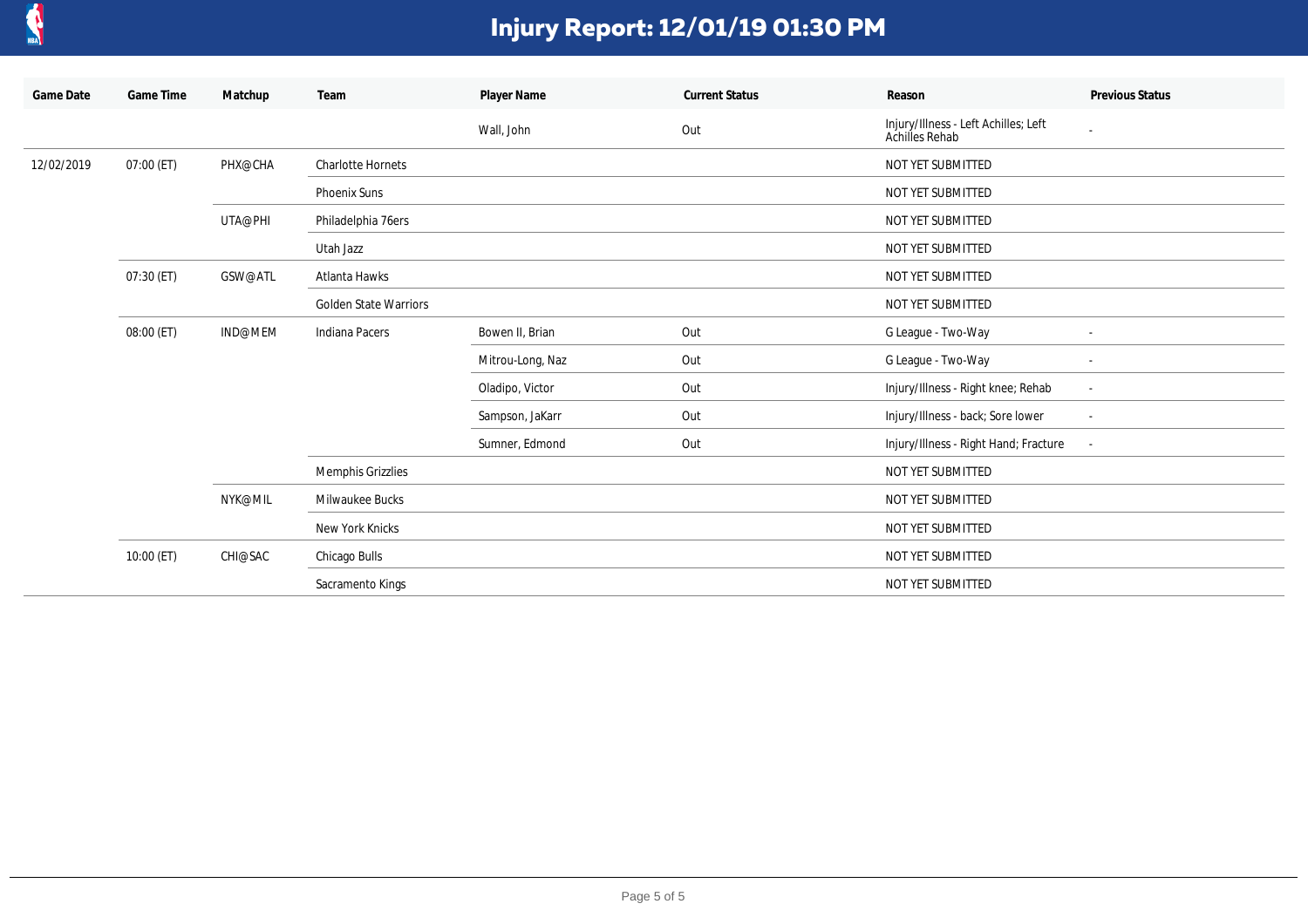# Injury Report: 12/01/19 01:30 PM

| Game Date | Game Time | Matchup | Team | Player Name | Current Status | Reason | Previous Status |
|---|---|---|---|---|---|---|---|
| | | | | Wall, John | Out | Injury/Illness - Left Achilles; Left Achilles Rehab | - |
| 12/02/2019 | 07:00 (ET) | PHX@CHA | Charlotte Hornets | | | NOT YET SUBMITTED | |
| | | | Phoenix Suns | | | NOT YET SUBMITTED | |
| | | UTA@PHI | Philadelphia 76ers | | | NOT YET SUBMITTED | |
| | | | Utah Jazz | | | NOT YET SUBMITTED | |
| | 07:30 (ET) | GSW@ATL | Atlanta Hawks | | | NOT YET SUBMITTED | |
| | | | Golden State Warriors | | | NOT YET SUBMITTED | |
| | 08:00 (ET) | IND@MEM | Indiana Pacers | Bowen II, Brian | Out | G League - Two-Way | - |
| | | | | Mitrou-Long, Naz | Out | G League - Two-Way | - |
| | | | | Oladipo, Victor | Out | Injury/Illness - Right knee; Rehab | - |
| | | | | Sampson, JaKarr | Out | Injury/Illness - back; Sore lower | - |
| | | | | Sumner, Edmond | Out | Injury/Illness - Right Hand; Fracture | - |
| | | | Memphis Grizzlies | | | NOT YET SUBMITTED | |
| | | NYK@MIL | Milwaukee Bucks | | | NOT YET SUBMITTED | |
| | | | New York Knicks | | | NOT YET SUBMITTED | |
| | 10:00 (ET) | CHI@SAC | Chicago Bulls | | | NOT YET SUBMITTED | |
| | | | Sacramento Kings | | | NOT YET SUBMITTED | |